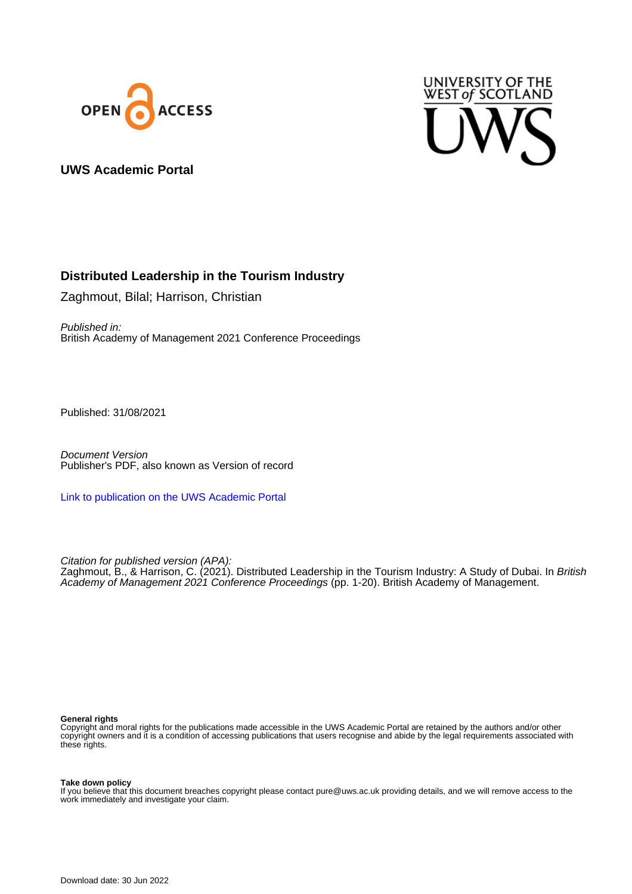UWS Academic Portal

# Distributed Leadership in the Tourism Industry

Zaghmout, Bilal; Harrison, Christian

*Published in:*
British Academy of Management 2021 Conference Proceedings

Published: 31/08/2021

*Document Version*
Publisher's PDF, also known as Version of record

Link to publication on the UWS Academic Portal

*Citation for published version (APA):*
Zaghmout, B., & Harrison, C. (2021). Distributed Leadership in the Tourism Industry: A Study of Dubai. In *British Academy of Management 2021 Conference Proceedings* (pp. 1-20). British Academy of Management.

**General rights**
Copyright and moral rights for the publications made accessible in the UWS Academic Portal are retained by the authors and/or other copyright owners and it is a condition of accessing publications that users recognise and abide by the legal requirements associated with these rights.

**Take down policy**
If you believe that this document breaches copyright please contact pure@uws.ac.uk providing details, and we will remove access to the work immediately and investigate your claim.

Download date: 30 Jun 2022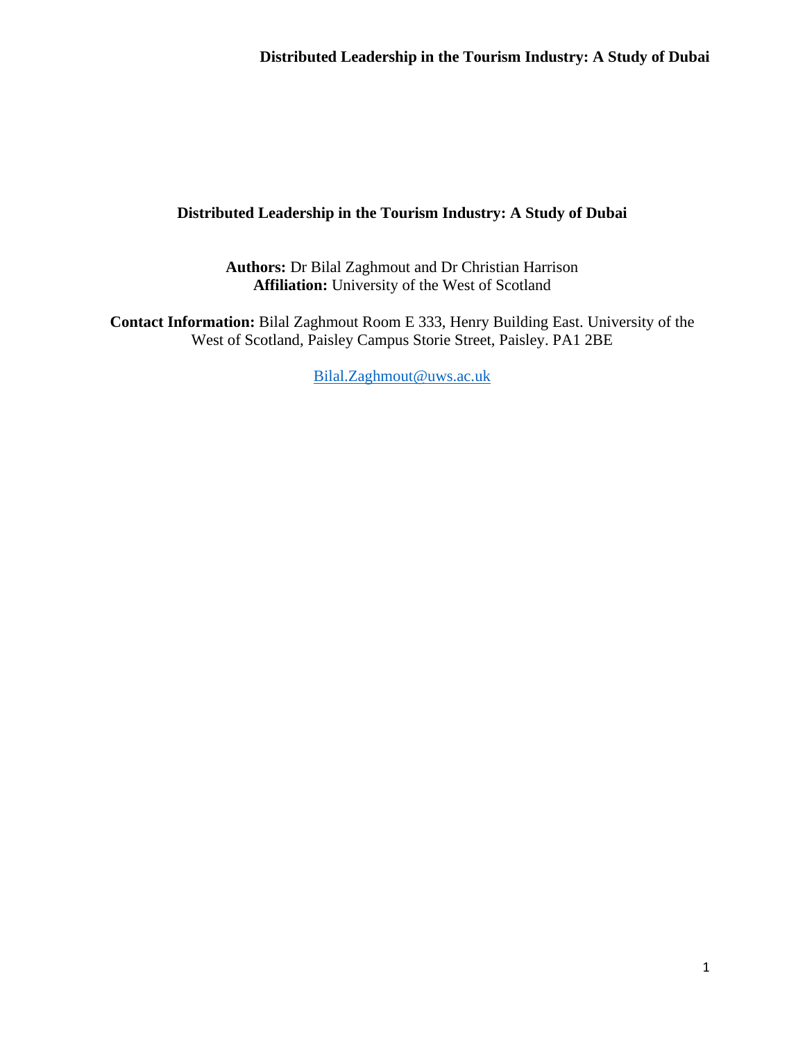# Distributed Leadership in the Tourism Industry: A Study of Dubai

**Authors:** Dr Bilal Zaghmout and Dr Christian Harrison
**Affiliation:** University of the West of Scotland

**Contact Information:** Bilal Zaghmout Room E 333, Henry Building East. University of the West of Scotland, Paisley Campus Storie Street, Paisley. PA1 2BE

Bilal.Zaghmout@uws.ac.uk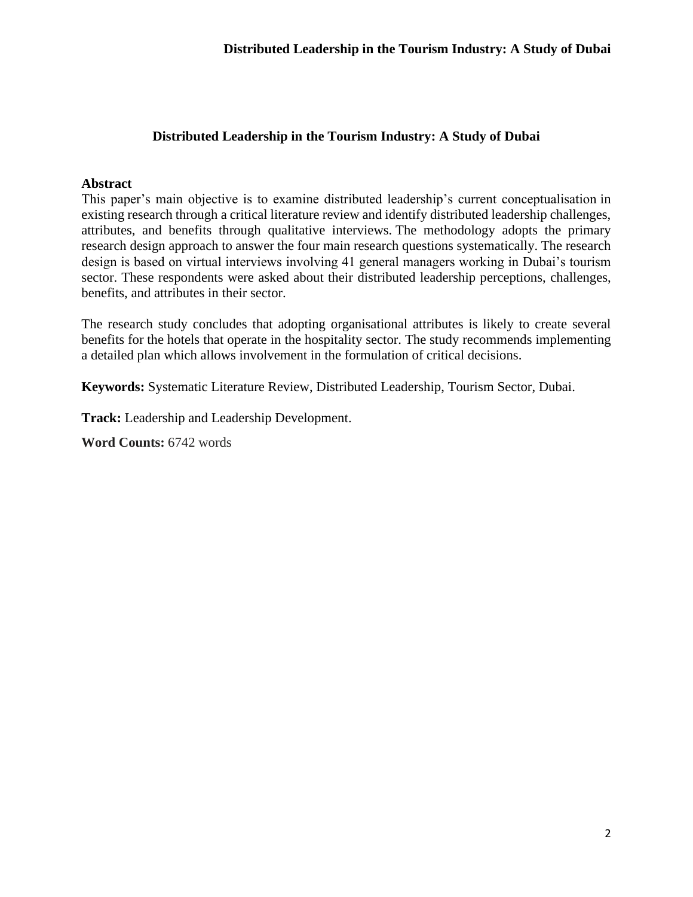# Distributed Leadership in the Tourism Industry: A Study of Dubai

## Abstract

This paper's main objective is to examine distributed leadership's current conceptualisation in existing research through a critical literature review and identify distributed leadership challenges, attributes, and benefits through qualitative interviews. The methodology adopts the primary research design approach to answer the four main research questions systematically. The research design is based on virtual interviews involving 41 general managers working in Dubai's tourism sector. These respondents were asked about their distributed leadership perceptions, challenges, benefits, and attributes in their sector.

The research study concludes that adopting organisational attributes is likely to create several benefits for the hotels that operate in the hospitality sector. The study recommends implementing a detailed plan which allows involvement in the formulation of critical decisions.

**Keywords:** Systematic Literature Review, Distributed Leadership, Tourism Sector, Dubai.

**Track:** Leadership and Leadership Development.

**Word Counts:** 6742 words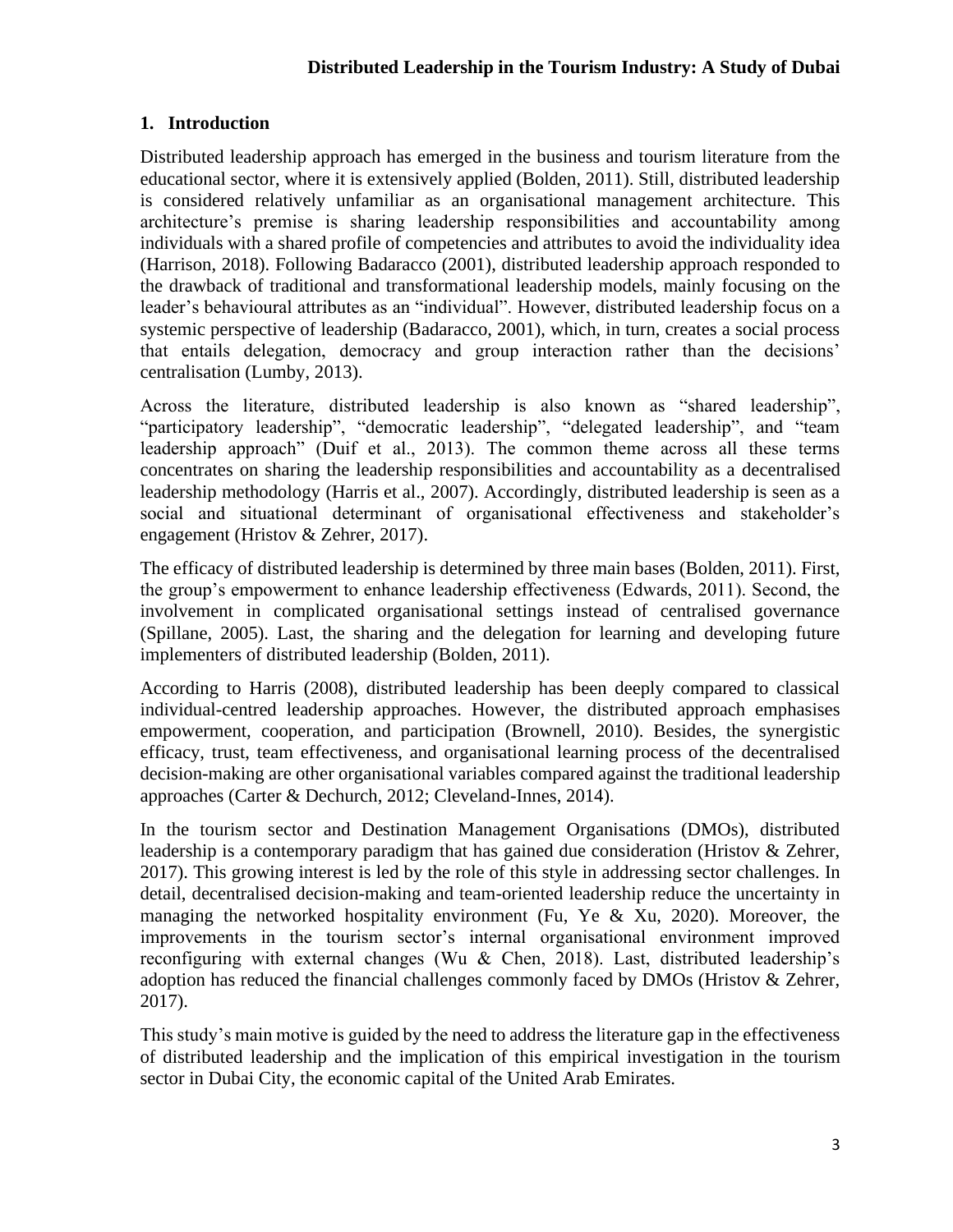## 1. Introduction

Distributed leadership approach has emerged in the business and tourism literature from the educational sector, where it is extensively applied (Bolden, 2011). Still, distributed leadership is considered relatively unfamiliar as an organisational management architecture. This architecture's premise is sharing leadership responsibilities and accountability among individuals with a shared profile of competencies and attributes to avoid the individuality idea (Harrison, 2018). Following Badaracco (2001), distributed leadership approach responded to the drawback of traditional and transformational leadership models, mainly focusing on the leader's behavioural attributes as an "individual". However, distributed leadership focus on a systemic perspective of leadership (Badaracco, 2001), which, in turn, creates a social process that entails delegation, democracy and group interaction rather than the decisions' centralisation (Lumby, 2013).

Across the literature, distributed leadership is also known as "shared leadership", "participatory leadership", "democratic leadership", "delegated leadership", and "team leadership approach" (Duif et al., 2013). The common theme across all these terms concentrates on sharing the leadership responsibilities and accountability as a decentralised leadership methodology (Harris et al., 2007). Accordingly, distributed leadership is seen as a social and situational determinant of organisational effectiveness and stakeholder's engagement (Hristov & Zehrer, 2017).

The efficacy of distributed leadership is determined by three main bases (Bolden, 2011). First, the group's empowerment to enhance leadership effectiveness (Edwards, 2011). Second, the involvement in complicated organisational settings instead of centralised governance (Spillane, 2005). Last, the sharing and the delegation for learning and developing future implementers of distributed leadership (Bolden, 2011).

According to Harris (2008), distributed leadership has been deeply compared to classical individual-centred leadership approaches. However, the distributed approach emphasises empowerment, cooperation, and participation (Brownell, 2010). Besides, the synergistic efficacy, trust, team effectiveness, and organisational learning process of the decentralised decision-making are other organisational variables compared against the traditional leadership approaches (Carter & Dechurch, 2012; Cleveland-Innes, 2014).

In the tourism sector and Destination Management Organisations (DMOs), distributed leadership is a contemporary paradigm that has gained due consideration (Hristov & Zehrer, 2017). This growing interest is led by the role of this style in addressing sector challenges. In detail, decentralised decision-making and team-oriented leadership reduce the uncertainty in managing the networked hospitality environment (Fu, Ye & Xu, 2020). Moreover, the improvements in the tourism sector's internal organisational environment improved reconfiguring with external changes (Wu & Chen, 2018). Last, distributed leadership's adoption has reduced the financial challenges commonly faced by DMOs (Hristov & Zehrer, 2017).

This study's main motive is guided by the need to address the literature gap in the effectiveness of distributed leadership and the implication of this empirical investigation in the tourism sector in Dubai City, the economic capital of the United Arab Emirates.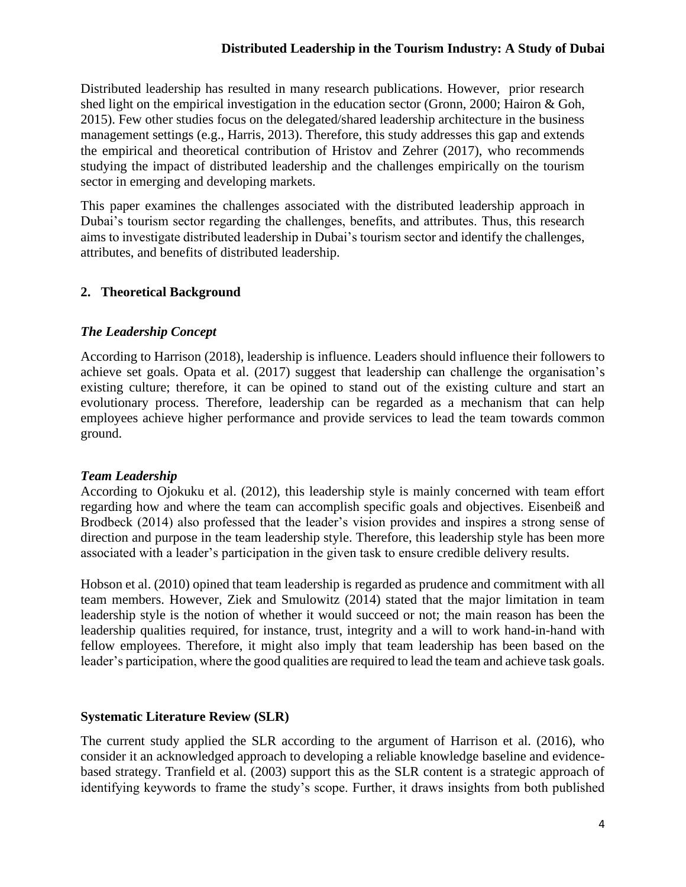Distributed leadership has resulted in many research publications. However, prior research shed light on the empirical investigation in the education sector (Gronn, 2000; Hairon & Goh, 2015). Few other studies focus on the delegated/shared leadership architecture in the business management settings (e.g., Harris, 2013). Therefore, this study addresses this gap and extends the empirical and theoretical contribution of Hristov and Zehrer (2017), who recommends studying the impact of distributed leadership and the challenges empirically on the tourism sector in emerging and developing markets.

This paper examines the challenges associated with the distributed leadership approach in Dubai's tourism sector regarding the challenges, benefits, and attributes. Thus, this research aims to investigate distributed leadership in Dubai's tourism sector and identify the challenges, attributes, and benefits of distributed leadership.

## 2. Theoretical Background

### *The Leadership Concept*

According to Harrison (2018), leadership is influence. Leaders should influence their followers to achieve set goals. Opata et al. (2017) suggest that leadership can challenge the organisation's existing culture; therefore, it can be opined to stand out of the existing culture and start an evolutionary process. Therefore, leadership can be regarded as a mechanism that can help employees achieve higher performance and provide services to lead the team towards common ground.

### *Team Leadership*

According to Ojokuku et al. (2012), this leadership style is mainly concerned with team effort regarding how and where the team can accomplish specific goals and objectives. Eisenbeiß and Brodbeck (2014) also professed that the leader's vision provides and inspires a strong sense of direction and purpose in the team leadership style. Therefore, this leadership style has been more associated with a leader's participation in the given task to ensure credible delivery results.

Hobson et al. (2010) opined that team leadership is regarded as prudence and commitment with all team members. However, Ziek and Smulowitz (2014) stated that the major limitation in team leadership style is the notion of whether it would succeed or not; the main reason has been the leadership qualities required, for instance, trust, integrity and a will to work hand-in-hand with fellow employees. Therefore, it might also imply that team leadership has been based on the leader's participation, where the good qualities are required to lead the team and achieve task goals.

### Systematic Literature Review (SLR)

The current study applied the SLR according to the argument of Harrison et al. (2016), who consider it an acknowledged approach to developing a reliable knowledge baseline and evidence-based strategy. Tranfield et al. (2003) support this as the SLR content is a strategic approach of identifying keywords to frame the study's scope. Further, it draws insights from both published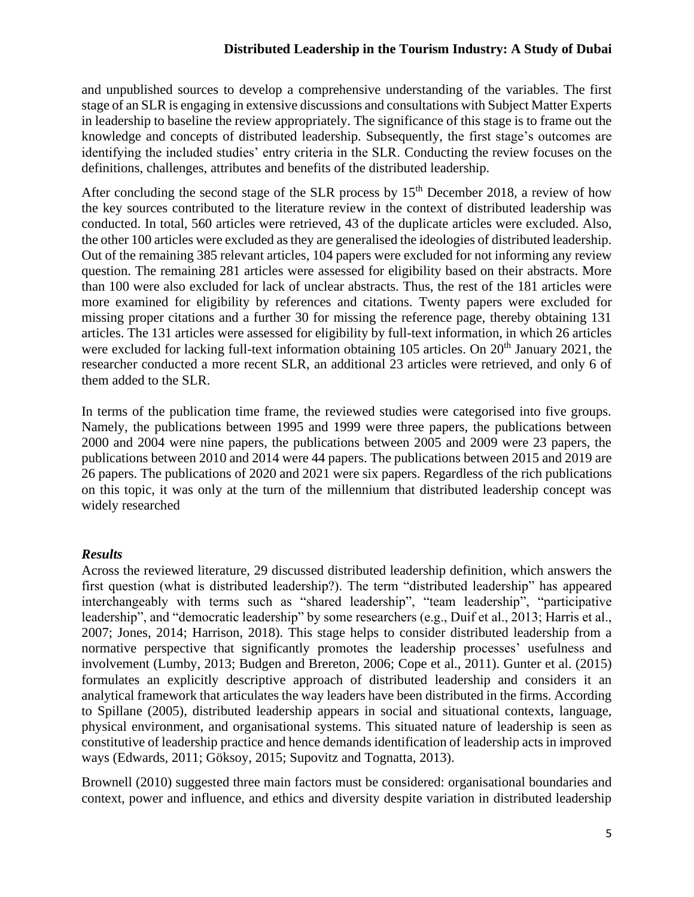and unpublished sources to develop a comprehensive understanding of the variables. The first stage of an SLR is engaging in extensive discussions and consultations with Subject Matter Experts in leadership to baseline the review appropriately. The significance of this stage is to frame out the knowledge and concepts of distributed leadership. Subsequently, the first stage's outcomes are identifying the included studies' entry criteria in the SLR. Conducting the review focuses on the definitions, challenges, attributes and benefits of the distributed leadership.

After concluding the second stage of the SLR process by 15th December 2018, a review of how the key sources contributed to the literature review in the context of distributed leadership was conducted. In total, 560 articles were retrieved, 43 of the duplicate articles were excluded. Also, the other 100 articles were excluded as they are generalised the ideologies of distributed leadership. Out of the remaining 385 relevant articles, 104 papers were excluded for not informing any review question. The remaining 281 articles were assessed for eligibility based on their abstracts. More than 100 were also excluded for lack of unclear abstracts. Thus, the rest of the 181 articles were more examined for eligibility by references and citations. Twenty papers were excluded for missing proper citations and a further 30 for missing the reference page, thereby obtaining 131 articles. The 131 articles were assessed for eligibility by full-text information, in which 26 articles were excluded for lacking full-text information obtaining 105 articles. On 20th January 2021, the researcher conducted a more recent SLR, an additional 23 articles were retrieved, and only 6 of them added to the SLR.

In terms of the publication time frame, the reviewed studies were categorised into five groups. Namely, the publications between 1995 and 1999 were three papers, the publications between 2000 and 2004 were nine papers, the publications between 2005 and 2009 were 23 papers, the publications between 2010 and 2014 were 44 papers. The publications between 2015 and 2019 are 26 papers. The publications of 2020 and 2021 were six papers. Regardless of the rich publications on this topic, it was only at the turn of the millennium that distributed leadership concept was widely researched

### *Results*

Across the reviewed literature, 29 discussed distributed leadership definition, which answers the first question (what is distributed leadership?). The term "distributed leadership" has appeared interchangeably with terms such as "shared leadership", "team leadership", "participative leadership", and "democratic leadership" by some researchers (e.g., Duif et al., 2013; Harris et al., 2007; Jones, 2014; Harrison, 2018). This stage helps to consider distributed leadership from a normative perspective that significantly promotes the leadership processes' usefulness and involvement (Lumby, 2013; Budgen and Brereton, 2006; Cope et al., 2011). Gunter et al. (2015) formulates an explicitly descriptive approach of distributed leadership and considers it an analytical framework that articulates the way leaders have been distributed in the firms. According to Spillane (2005), distributed leadership appears in social and situational contexts, language, physical environment, and organisational systems. This situated nature of leadership is seen as constitutive of leadership practice and hence demands identification of leadership acts in improved ways (Edwards, 2011; Göksoy, 2015; Supovitz and Tognatta, 2013).

Brownell (2010) suggested three main factors must be considered: organisational boundaries and context, power and influence, and ethics and diversity despite variation in distributed leadership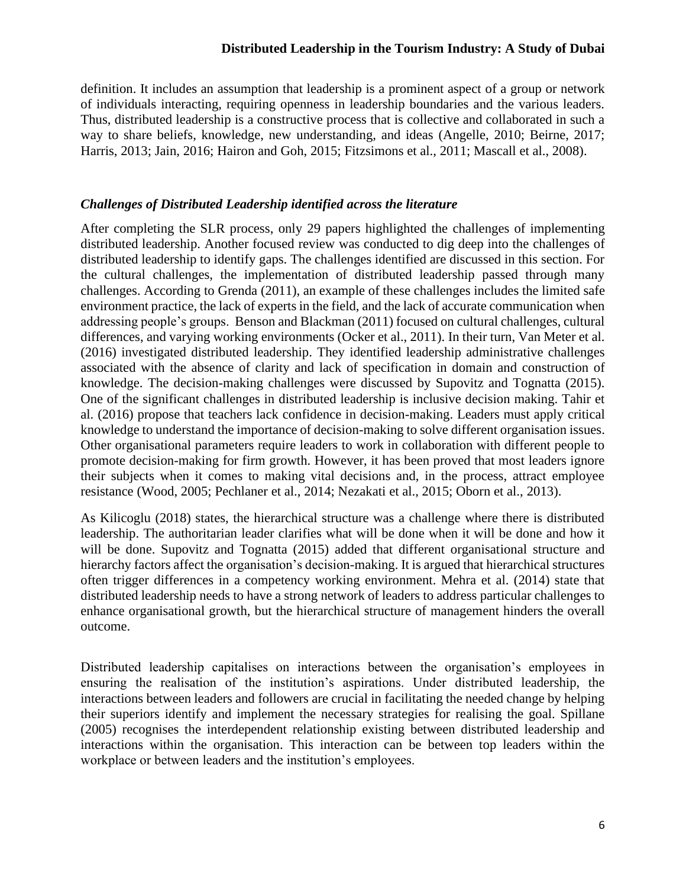definition. It includes an assumption that leadership is a prominent aspect of a group or network of individuals interacting, requiring openness in leadership boundaries and the various leaders. Thus, distributed leadership is a constructive process that is collective and collaborated in such a way to share beliefs, knowledge, new understanding, and ideas (Angelle, 2010; Beirne, 2017; Harris, 2013; Jain, 2016; Hairon and Goh, 2015; Fitzsimons et al., 2011; Mascall et al., 2008).

### *Challenges of Distributed Leadership identified across the literature*

After completing the SLR process, only 29 papers highlighted the challenges of implementing distributed leadership. Another focused review was conducted to dig deep into the challenges of distributed leadership to identify gaps. The challenges identified are discussed in this section. For the cultural challenges, the implementation of distributed leadership passed through many challenges. According to Grenda (2011), an example of these challenges includes the limited safe environment practice, the lack of experts in the field, and the lack of accurate communication when addressing people's groups. Benson and Blackman (2011) focused on cultural challenges, cultural differences, and varying working environments (Ocker et al., 2011). In their turn, Van Meter et al. (2016) investigated distributed leadership. They identified leadership administrative challenges associated with the absence of clarity and lack of specification in domain and construction of knowledge. The decision-making challenges were discussed by Supovitz and Tognatta (2015). One of the significant challenges in distributed leadership is inclusive decision making. Tahir et al. (2016) propose that teachers lack confidence in decision-making. Leaders must apply critical knowledge to understand the importance of decision-making to solve different organisation issues. Other organisational parameters require leaders to work in collaboration with different people to promote decision-making for firm growth. However, it has been proved that most leaders ignore their subjects when it comes to making vital decisions and, in the process, attract employee resistance (Wood, 2005; Pechlaner et al., 2014; Nezakati et al., 2015; Oborn et al., 2013).

As Kilicoglu (2018) states, the hierarchical structure was a challenge where there is distributed leadership. The authoritarian leader clarifies what will be done when it will be done and how it will be done. Supovitz and Tognatta (2015) added that different organisational structure and hierarchy factors affect the organisation's decision-making. It is argued that hierarchical structures often trigger differences in a competency working environment. Mehra et al. (2014) state that distributed leadership needs to have a strong network of leaders to address particular challenges to enhance organisational growth, but the hierarchical structure of management hinders the overall outcome.

Distributed leadership capitalises on interactions between the organisation's employees in ensuring the realisation of the institution's aspirations. Under distributed leadership, the interactions between leaders and followers are crucial in facilitating the needed change by helping their superiors identify and implement the necessary strategies for realising the goal. Spillane (2005) recognises the interdependent relationship existing between distributed leadership and interactions within the organisation. This interaction can be between top leaders within the workplace or between leaders and the institution's employees.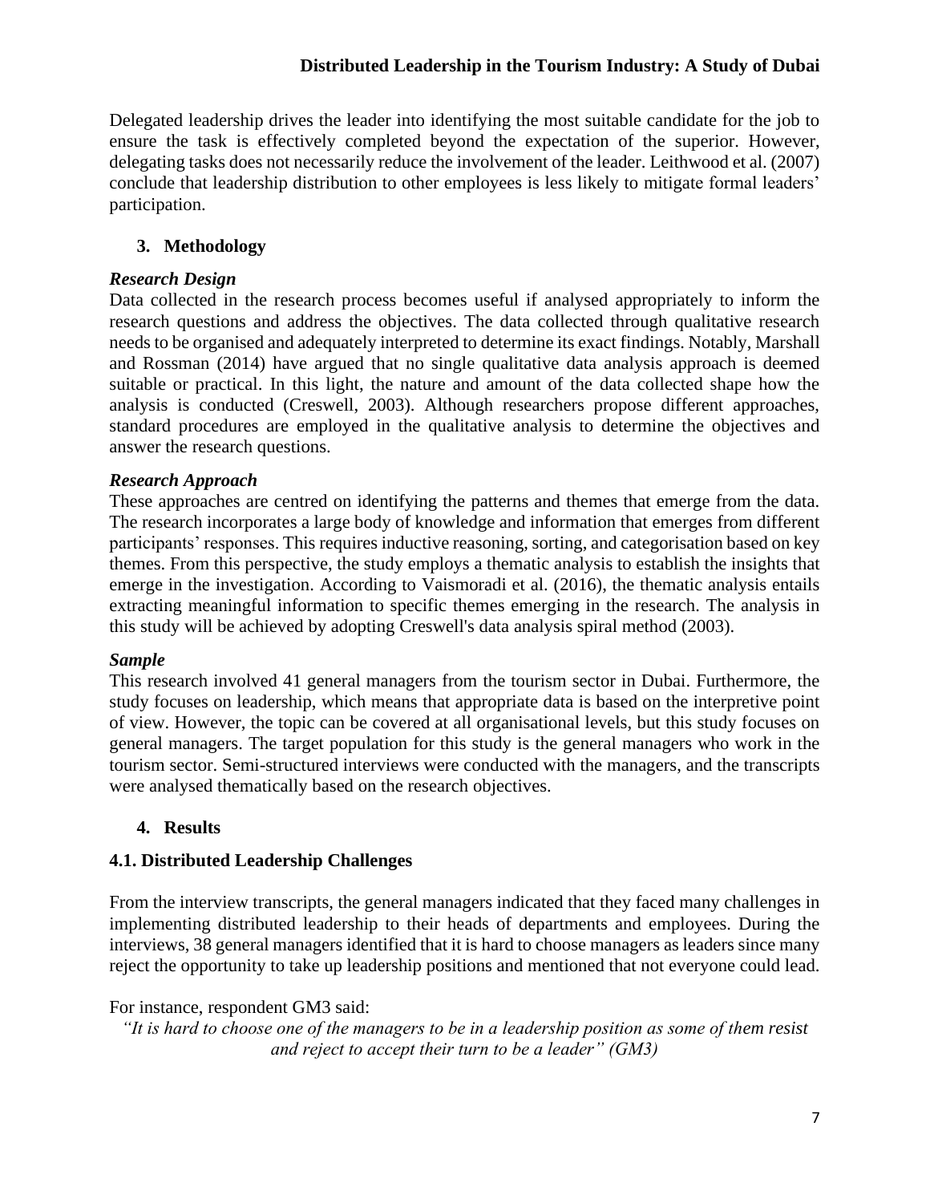Delegated leadership drives the leader into identifying the most suitable candidate for the job to ensure the task is effectively completed beyond the expectation of the superior. However, delegating tasks does not necessarily reduce the involvement of the leader. Leithwood et al. (2007) conclude that leadership distribution to other employees is less likely to mitigate formal leaders' participation.

## 3. Methodology

### *Research Design*

Data collected in the research process becomes useful if analysed appropriately to inform the research questions and address the objectives. The data collected through qualitative research needs to be organised and adequately interpreted to determine its exact findings. Notably, Marshall and Rossman (2014) have argued that no single qualitative data analysis approach is deemed suitable or practical. In this light, the nature and amount of the data collected shape how the analysis is conducted (Creswell, 2003). Although researchers propose different approaches, standard procedures are employed in the qualitative analysis to determine the objectives and answer the research questions.

### *Research Approach*

These approaches are centred on identifying the patterns and themes that emerge from the data. The research incorporates a large body of knowledge and information that emerges from different participants' responses. This requires inductive reasoning, sorting, and categorisation based on key themes. From this perspective, the study employs a thematic analysis to establish the insights that emerge in the investigation. According to Vaismoradi et al. (2016), the thematic analysis entails extracting meaningful information to specific themes emerging in the research. The analysis in this study will be achieved by adopting Creswell's data analysis spiral method (2003).

### *Sample*

This research involved 41 general managers from the tourism sector in Dubai. Furthermore, the study focuses on leadership, which means that appropriate data is based on the interpretive point of view. However, the topic can be covered at all organisational levels, but this study focuses on general managers. The target population for this study is the general managers who work in the tourism sector. Semi-structured interviews were conducted with the managers, and the transcripts were analysed thematically based on the research objectives.

## 4. Results

### 4.1. Distributed Leadership Challenges

From the interview transcripts, the general managers indicated that they faced many challenges in implementing distributed leadership to their heads of departments and employees. During the interviews, 38 general managers identified that it is hard to choose managers as leaders since many reject the opportunity to take up leadership positions and mentioned that not everyone could lead.

For instance, respondent GM3 said:

*"It is hard to choose one of the managers to be in a leadership position as some of them resist and reject to accept their turn to be a leader" (GM3)*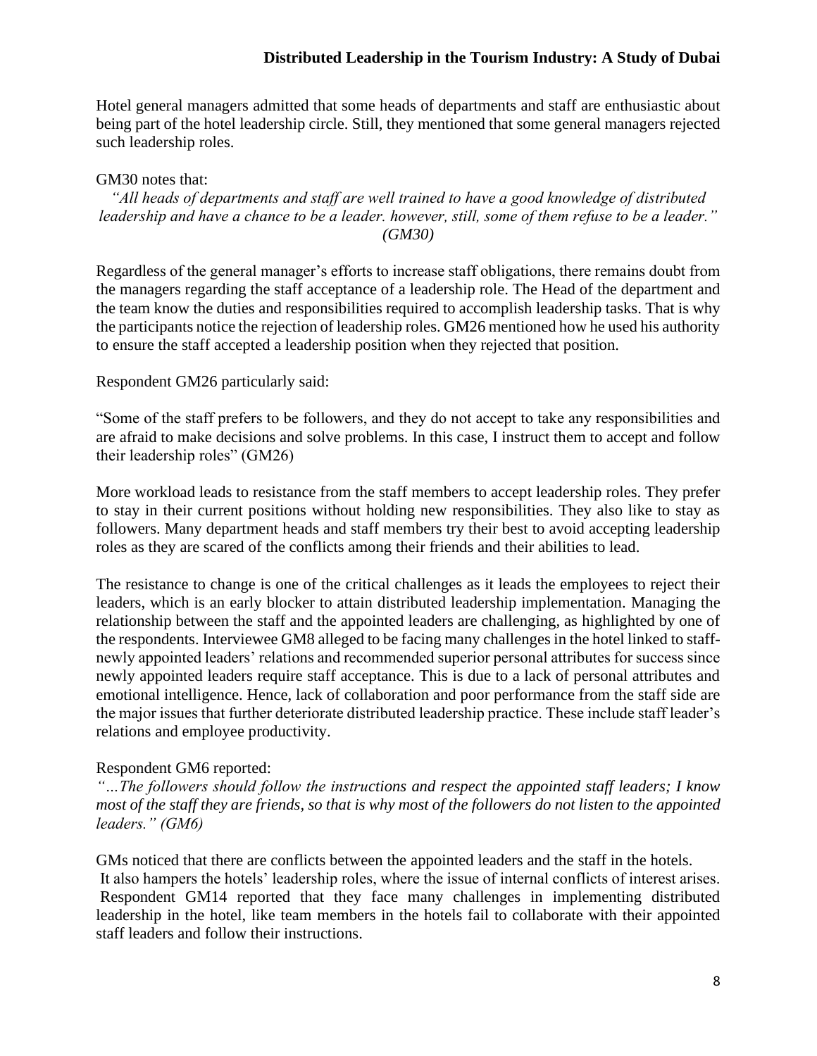Hotel general managers admitted that some heads of departments and staff are enthusiastic about being part of the hotel leadership circle. Still, they mentioned that some general managers rejected such leadership roles.

GM30 notes that:

*"All heads of departments and staff are well trained to have a good knowledge of distributed leadership and have a chance to be a leader. however, still, some of them refuse to be a leader." (GM30)*

Regardless of the general manager's efforts to increase staff obligations, there remains doubt from the managers regarding the staff acceptance of a leadership role. The Head of the department and the team know the duties and responsibilities required to accomplish leadership tasks. That is why the participants notice the rejection of leadership roles. GM26 mentioned how he used his authority to ensure the staff accepted a leadership position when they rejected that position.

Respondent GM26 particularly said:

"Some of the staff prefers to be followers, and they do not accept to take any responsibilities and are afraid to make decisions and solve problems. In this case, I instruct them to accept and follow their leadership roles" (GM26)

More workload leads to resistance from the staff members to accept leadership roles. They prefer to stay in their current positions without holding new responsibilities. They also like to stay as followers. Many department heads and staff members try their best to avoid accepting leadership roles as they are scared of the conflicts among their friends and their abilities to lead.

The resistance to change is one of the critical challenges as it leads the employees to reject their leaders, which is an early blocker to attain distributed leadership implementation. Managing the relationship between the staff and the appointed leaders are challenging, as highlighted by one of the respondents. Interviewee GM8 alleged to be facing many challenges in the hotel linked to staff-newly appointed leaders' relations and recommended superior personal attributes for success since newly appointed leaders require staff acceptance. This is due to a lack of personal attributes and emotional intelligence. Hence, lack of collaboration and poor performance from the staff side are the major issues that further deteriorate distributed leadership practice. These include staff leader's relations and employee productivity.

Respondent GM6 reported:

*"…The followers should follow the instructions and respect the appointed staff leaders; I know most of the staff they are friends, so that is why most of the followers do not listen to the appointed leaders." (GM6)*

GMs noticed that there are conflicts between the appointed leaders and the staff in the hotels. It also hampers the hotels' leadership roles, where the issue of internal conflicts of interest arises. Respondent GM14 reported that they face many challenges in implementing distributed leadership in the hotel, like team members in the hotels fail to collaborate with their appointed staff leaders and follow their instructions.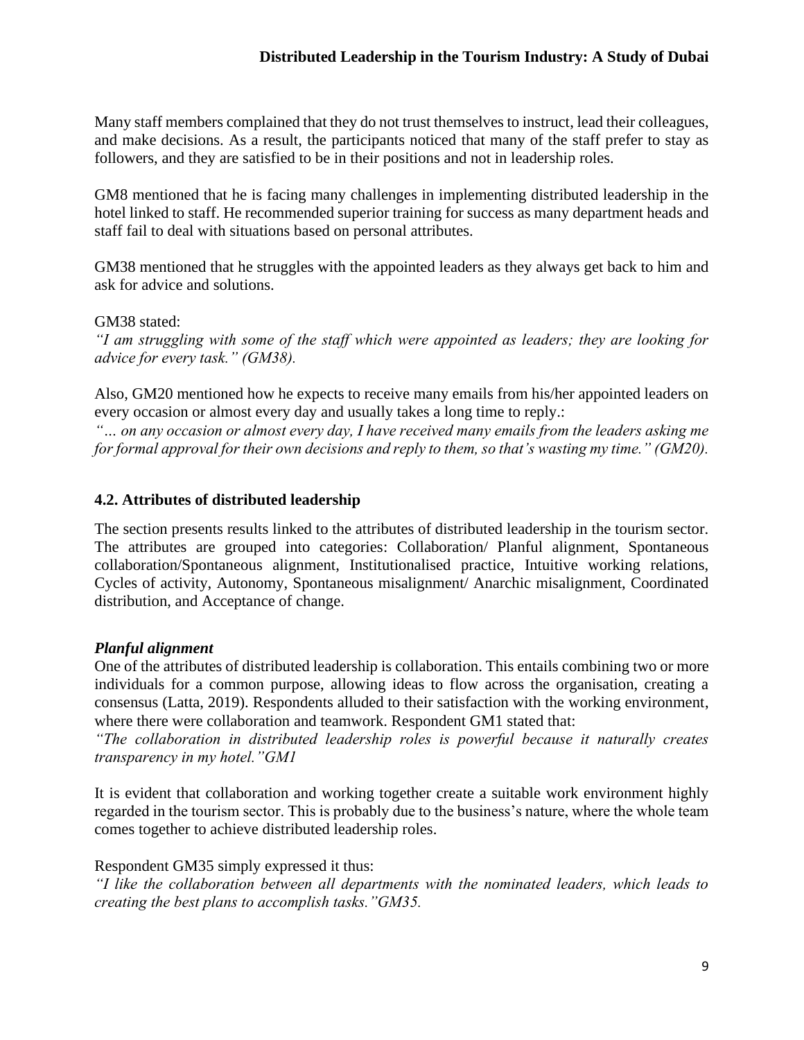Many staff members complained that they do not trust themselves to instruct, lead their colleagues, and make decisions. As a result, the participants noticed that many of the staff prefer to stay as followers, and they are satisfied to be in their positions and not in leadership roles.

GM8 mentioned that he is facing many challenges in implementing distributed leadership in the hotel linked to staff. He recommended superior training for success as many department heads and staff fail to deal with situations based on personal attributes.

GM38 mentioned that he struggles with the appointed leaders as they always get back to him and ask for advice and solutions.

GM38 stated:
*"I am struggling with some of the staff which were appointed as leaders; they are looking for advice for every task." (GM38).*

Also, GM20 mentioned how he expects to receive many emails from his/her appointed leaders on every occasion or almost every day and usually takes a long time to reply.:
*"… on any occasion or almost every day, I have received many emails from the leaders asking me for formal approval for their own decisions and reply to them, so that's wasting my time." (GM20).*

## 4.2. Attributes of distributed leadership

The section presents results linked to the attributes of distributed leadership in the tourism sector. The attributes are grouped into categories: Collaboration/ Planful alignment, Spontaneous collaboration/Spontaneous alignment, Institutionalised practice, Intuitive working relations, Cycles of activity, Autonomy, Spontaneous misalignment/ Anarchic misalignment, Coordinated distribution, and Acceptance of change.

### *Planful alignment*

One of the attributes of distributed leadership is collaboration. This entails combining two or more individuals for a common purpose, allowing ideas to flow across the organisation, creating a consensus (Latta, 2019). Respondents alluded to their satisfaction with the working environment, where there were collaboration and teamwork. Respondent GM1 stated that:
*"The collaboration in distributed leadership roles is powerful because it naturally creates transparency in my hotel."GM1*

It is evident that collaboration and working together create a suitable work environment highly regarded in the tourism sector. This is probably due to the business's nature, where the whole team comes together to achieve distributed leadership roles.

Respondent GM35 simply expressed it thus:
*"I like the collaboration between all departments with the nominated leaders, which leads to creating the best plans to accomplish tasks."GM35.*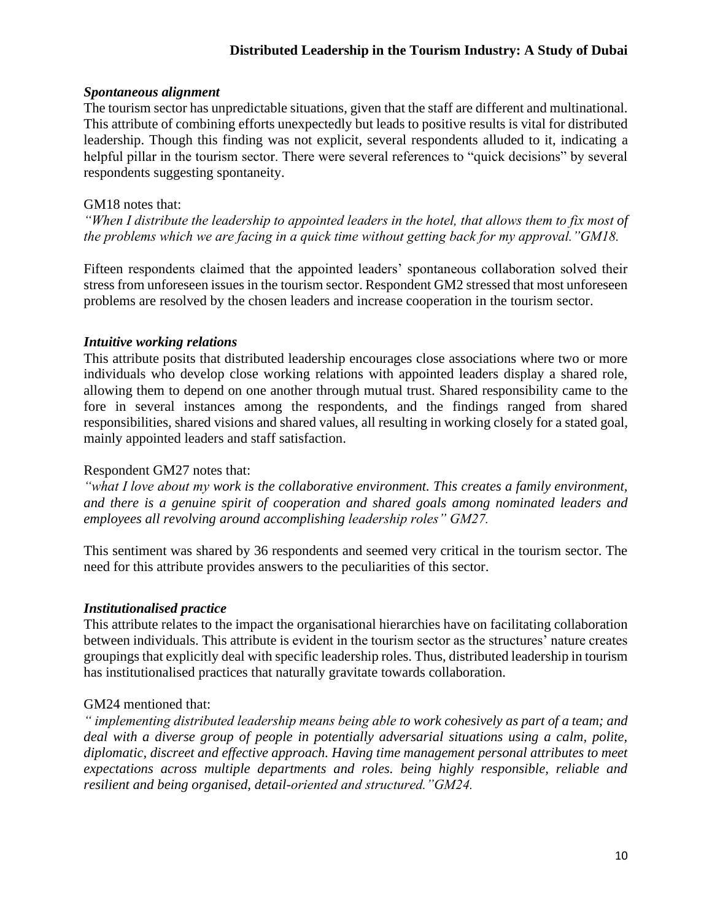### *Spontaneous alignment*

The tourism sector has unpredictable situations, given that the staff are different and multinational. This attribute of combining efforts unexpectedly but leads to positive results is vital for distributed leadership. Though this finding was not explicit, several respondents alluded to it, indicating a helpful pillar in the tourism sector. There were several references to "quick decisions" by several respondents suggesting spontaneity.

GM18 notes that:

*"When I distribute the leadership to appointed leaders in the hotel, that allows them to fix most of the problems which we are facing in a quick time without getting back for my approval."GM18.*

Fifteen respondents claimed that the appointed leaders' spontaneous collaboration solved their stress from unforeseen issues in the tourism sector. Respondent GM2 stressed that most unforeseen problems are resolved by the chosen leaders and increase cooperation in the tourism sector.

### *Intuitive working relations*

This attribute posits that distributed leadership encourages close associations where two or more individuals who develop close working relations with appointed leaders display a shared role, allowing them to depend on one another through mutual trust. Shared responsibility came to the fore in several instances among the respondents, and the findings ranged from shared responsibilities, shared visions and shared values, all resulting in working closely for a stated goal, mainly appointed leaders and staff satisfaction.

Respondent GM27 notes that:

*"what I love about my work is the collaborative environment. This creates a family environment, and there is a genuine spirit of cooperation and shared goals among nominated leaders and employees all revolving around accomplishing leadership roles" GM27.*

This sentiment was shared by 36 respondents and seemed very critical in the tourism sector. The need for this attribute provides answers to the peculiarities of this sector.

### *Institutionalised practice*

This attribute relates to the impact the organisational hierarchies have on facilitating collaboration between individuals. This attribute is evident in the tourism sector as the structures' nature creates groupings that explicitly deal with specific leadership roles. Thus, distributed leadership in tourism has institutionalised practices that naturally gravitate towards collaboration.

GM24 mentioned that:

*" implementing distributed leadership means being able to work cohesively as part of a team; and deal with a diverse group of people in potentially adversarial situations using a calm, polite, diplomatic, discreet and effective approach. Having time management personal attributes to meet expectations across multiple departments and roles. being highly responsible, reliable and resilient and being organised, detail-oriented and structured."GM24.*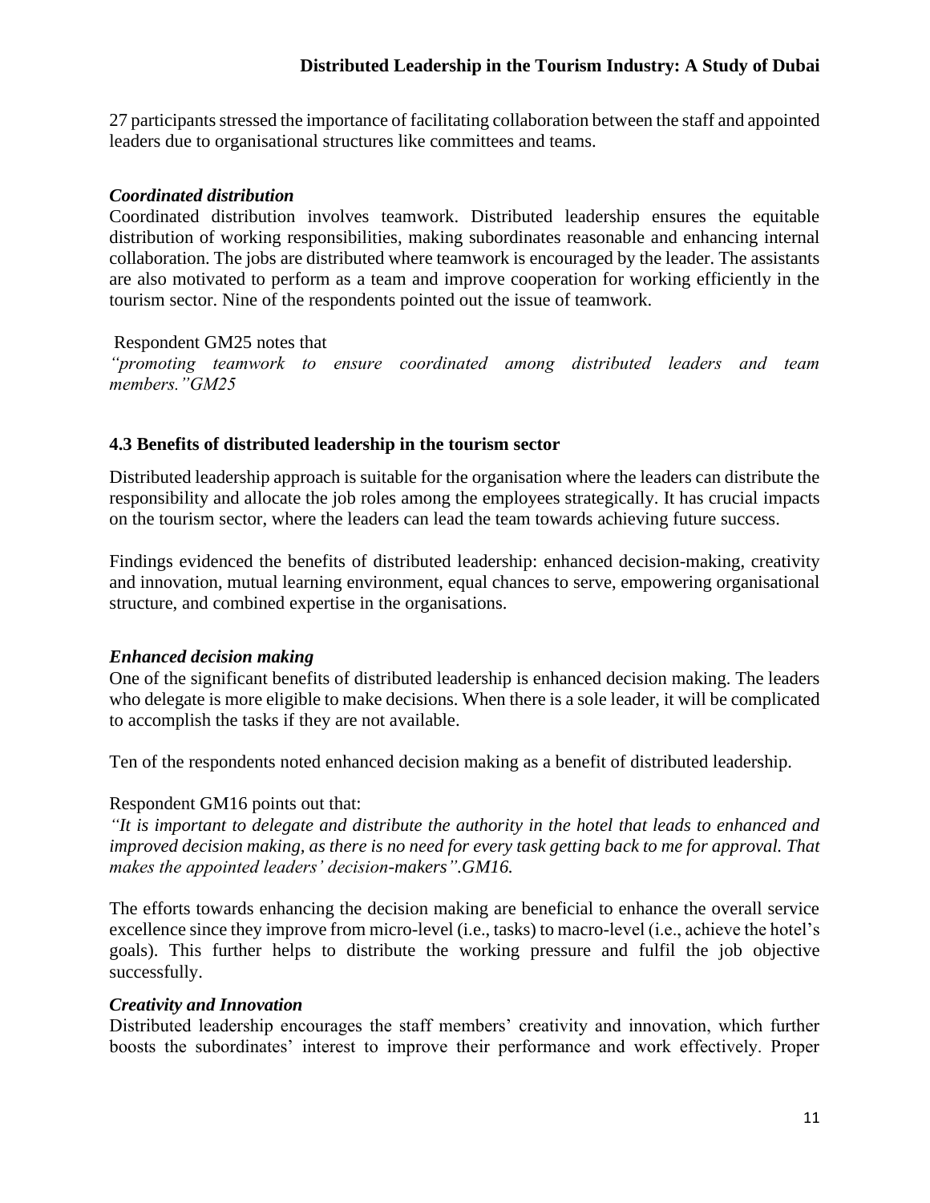27 participants stressed the importance of facilitating collaboration between the staff and appointed leaders due to organisational structures like committees and teams.

***Coordinated distribution***

Coordinated distribution involves teamwork. Distributed leadership ensures the equitable distribution of working responsibilities, making subordinates reasonable and enhancing internal collaboration. The jobs are distributed where teamwork is encouraged by the leader. The assistants are also motivated to perform as a team and improve cooperation for working efficiently in the tourism sector. Nine of the respondents pointed out the issue of teamwork.

Respondent GM25 notes that

*"promoting teamwork to ensure coordinated among distributed leaders and team members."GM25*

### 4.3 Benefits of distributed leadership in the tourism sector

Distributed leadership approach is suitable for the organisation where the leaders can distribute the responsibility and allocate the job roles among the employees strategically. It has crucial impacts on the tourism sector, where the leaders can lead the team towards achieving future success.

Findings evidenced the benefits of distributed leadership: enhanced decision-making, creativity and innovation, mutual learning environment, equal chances to serve, empowering organisational structure, and combined expertise in the organisations.

***Enhanced decision making***

One of the significant benefits of distributed leadership is enhanced decision making. The leaders who delegate is more eligible to make decisions. When there is a sole leader, it will be complicated to accomplish the tasks if they are not available.

Ten of the respondents noted enhanced decision making as a benefit of distributed leadership.

Respondent GM16 points out that:

*"It is important to delegate and distribute the authority in the hotel that leads to enhanced and improved decision making, as there is no need for every task getting back to me for approval. That makes the appointed leaders' decision-makers".GM16.*

The efforts towards enhancing the decision making are beneficial to enhance the overall service excellence since they improve from micro-level (i.e., tasks) to macro-level (i.e., achieve the hotel's goals). This further helps to distribute the working pressure and fulfil the job objective successfully.

***Creativity and Innovation***

Distributed leadership encourages the staff members' creativity and innovation, which further boosts the subordinates' interest to improve their performance and work effectively. Proper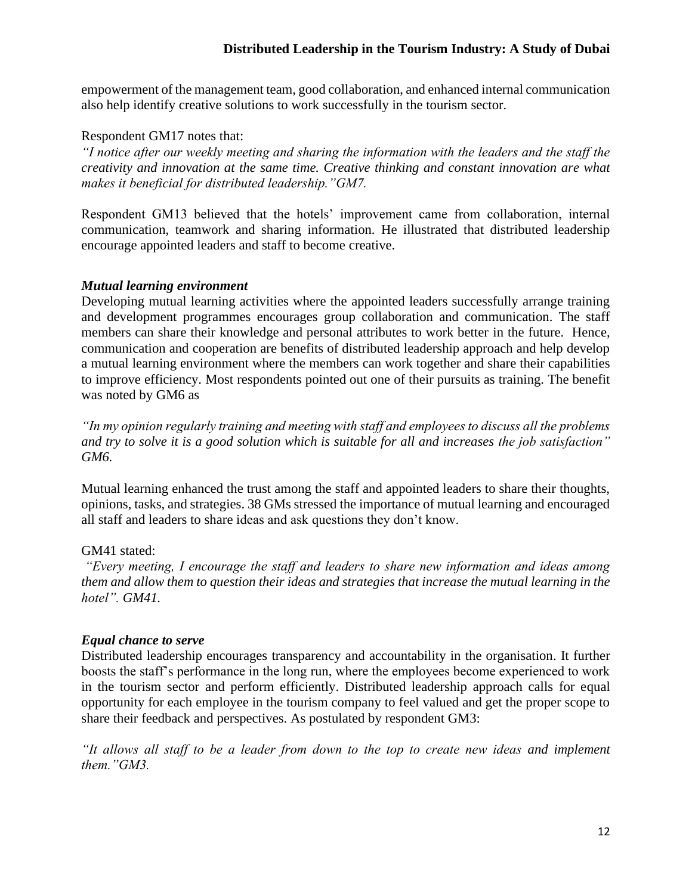empowerment of the management team, good collaboration, and enhanced internal communication also help identify creative solutions to work successfully in the tourism sector.

Respondent GM17 notes that:

*"I notice after our weekly meeting and sharing the information with the leaders and the staff the creativity and innovation at the same time. Creative thinking and constant innovation are what makes it beneficial for distributed leadership."GM7.*

Respondent GM13 believed that the hotels' improvement came from collaboration, internal communication, teamwork and sharing information. He illustrated that distributed leadership encourage appointed leaders and staff to become creative.

***Mutual learning environment***

Developing mutual learning activities where the appointed leaders successfully arrange training and development programmes encourages group collaboration and communication. The staff members can share their knowledge and personal attributes to work better in the future. Hence, communication and cooperation are benefits of distributed leadership approach and help develop a mutual learning environment where the members can work together and share their capabilities to improve efficiency. Most respondents pointed out one of their pursuits as training. The benefit was noted by GM6 as

*"In my opinion regularly training and meeting with staff and employees to discuss all the problems and try to solve it is a good solution which is suitable for all and increases the job satisfaction" GM6.*

Mutual learning enhanced the trust among the staff and appointed leaders to share their thoughts, opinions, tasks, and strategies. 38 GMs stressed the importance of mutual learning and encouraged all staff and leaders to share ideas and ask questions they don't know.

GM41 stated:

*"Every meeting, I encourage the staff and leaders to share new information and ideas among them and allow them to question their ideas and strategies that increase the mutual learning in the hotel". GM41.*

***Equal chance to serve***

Distributed leadership encourages transparency and accountability in the organisation. It further boosts the staff's performance in the long run, where the employees become experienced to work in the tourism sector and perform efficiently. Distributed leadership approach calls for equal opportunity for each employee in the tourism company to feel valued and get the proper scope to share their feedback and perspectives. As postulated by respondent GM3:

*"It allows all staff to be a leader from down to the top to create new ideas and implement them."GM3.*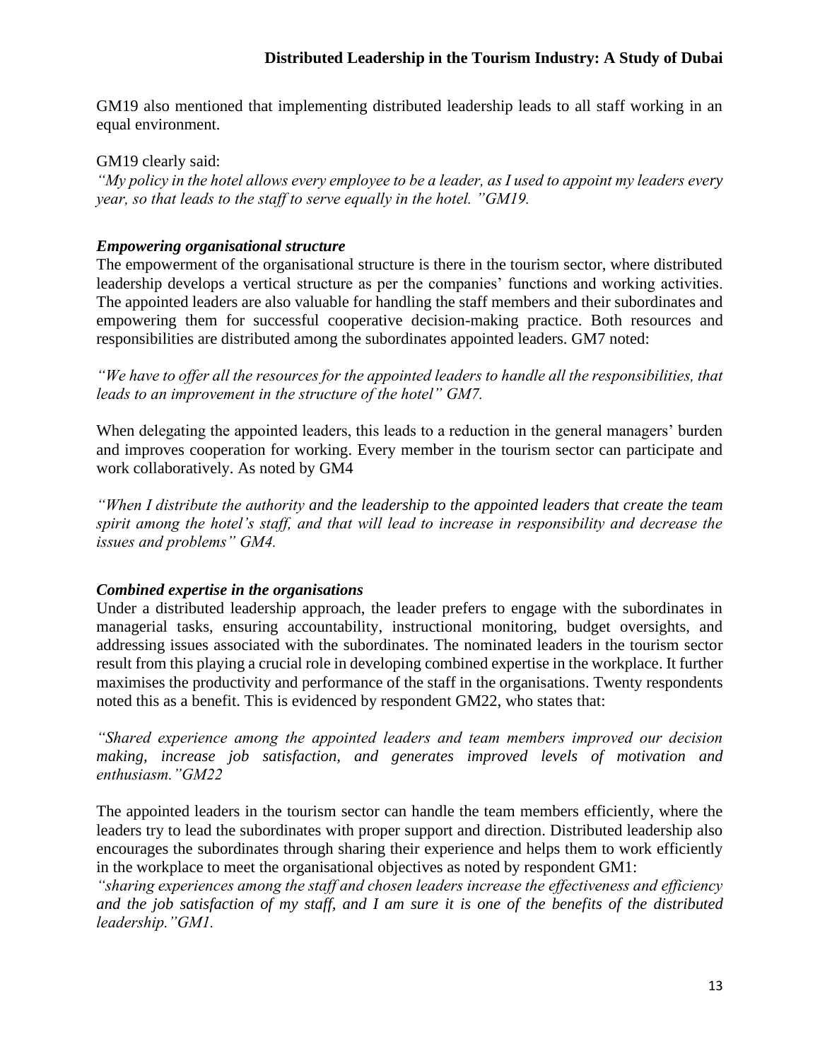GM19 also mentioned that implementing distributed leadership leads to all staff working in an equal environment.

GM19 clearly said:
*"My policy in the hotel allows every employee to be a leader, as I used to appoint my leaders every year, so that leads to the staff to serve equally in the hotel. "GM19.*

### *Empowering organisational structure*

The empowerment of the organisational structure is there in the tourism sector, where distributed leadership develops a vertical structure as per the companies' functions and working activities. The appointed leaders are also valuable for handling the staff members and their subordinates and empowering them for successful cooperative decision-making practice. Both resources and responsibilities are distributed among the subordinates appointed leaders. GM7 noted:

*"We have to offer all the resources for the appointed leaders to handle all the responsibilities, that leads to an improvement in the structure of the hotel" GM7.*

When delegating the appointed leaders, this leads to a reduction in the general managers' burden and improves cooperation for working. Every member in the tourism sector can participate and work collaboratively. As noted by GM4

*"When I distribute the authority and the leadership to the appointed leaders that create the team spirit among the hotel's staff, and that will lead to increase in responsibility and decrease the issues and problems" GM4.*

### *Combined expertise in the organisations*

Under a distributed leadership approach, the leader prefers to engage with the subordinates in managerial tasks, ensuring accountability, instructional monitoring, budget oversights, and addressing issues associated with the subordinates. The nominated leaders in the tourism sector result from this playing a crucial role in developing combined expertise in the workplace. It further maximises the productivity and performance of the staff in the organisations. Twenty respondents noted this as a benefit. This is evidenced by respondent GM22, who states that:

*"Shared experience among the appointed leaders and team members improved our decision making, increase job satisfaction, and generates improved levels of motivation and enthusiasm."GM22*

The appointed leaders in the tourism sector can handle the team members efficiently, where the leaders try to lead the subordinates with proper support and direction. Distributed leadership also encourages the subordinates through sharing their experience and helps them to work efficiently in the workplace to meet the organisational objectives as noted by respondent GM1:
*"sharing experiences among the staff and chosen leaders increase the effectiveness and efficiency and the job satisfaction of my staff, and I am sure it is one of the benefits of the distributed leadership."GM1.*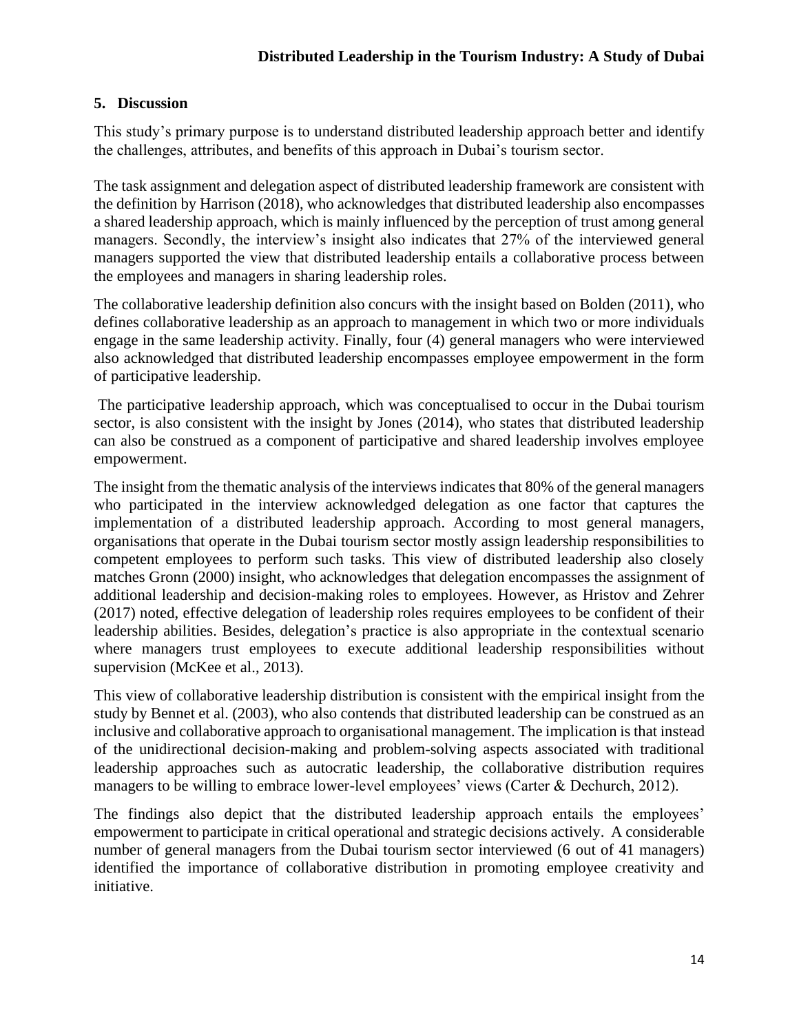## 5. Discussion

This study's primary purpose is to understand distributed leadership approach better and identify the challenges, attributes, and benefits of this approach in Dubai's tourism sector.

The task assignment and delegation aspect of distributed leadership framework are consistent with the definition by Harrison (2018), who acknowledges that distributed leadership also encompasses a shared leadership approach, which is mainly influenced by the perception of trust among general managers. Secondly, the interview's insight also indicates that 27% of the interviewed general managers supported the view that distributed leadership entails a collaborative process between the employees and managers in sharing leadership roles.

The collaborative leadership definition also concurs with the insight based on Bolden (2011), who defines collaborative leadership as an approach to management in which two or more individuals engage in the same leadership activity. Finally, four (4) general managers who were interviewed also acknowledged that distributed leadership encompasses employee empowerment in the form of participative leadership.

The participative leadership approach, which was conceptualised to occur in the Dubai tourism sector, is also consistent with the insight by Jones (2014), who states that distributed leadership can also be construed as a component of participative and shared leadership involves employee empowerment.

The insight from the thematic analysis of the interviews indicates that 80% of the general managers who participated in the interview acknowledged delegation as one factor that captures the implementation of a distributed leadership approach. According to most general managers, organisations that operate in the Dubai tourism sector mostly assign leadership responsibilities to competent employees to perform such tasks. This view of distributed leadership also closely matches Gronn (2000) insight, who acknowledges that delegation encompasses the assignment of additional leadership and decision-making roles to employees. However, as Hristov and Zehrer (2017) noted, effective delegation of leadership roles requires employees to be confident of their leadership abilities. Besides, delegation's practice is also appropriate in the contextual scenario where managers trust employees to execute additional leadership responsibilities without supervision (McKee et al., 2013).

This view of collaborative leadership distribution is consistent with the empirical insight from the study by Bennet et al. (2003), who also contends that distributed leadership can be construed as an inclusive and collaborative approach to organisational management. The implication is that instead of the unidirectional decision-making and problem-solving aspects associated with traditional leadership approaches such as autocratic leadership, the collaborative distribution requires managers to be willing to embrace lower-level employees' views (Carter & Dechurch, 2012).

The findings also depict that the distributed leadership approach entails the employees' empowerment to participate in critical operational and strategic decisions actively. A considerable number of general managers from the Dubai tourism sector interviewed (6 out of 41 managers) identified the importance of collaborative distribution in promoting employee creativity and initiative.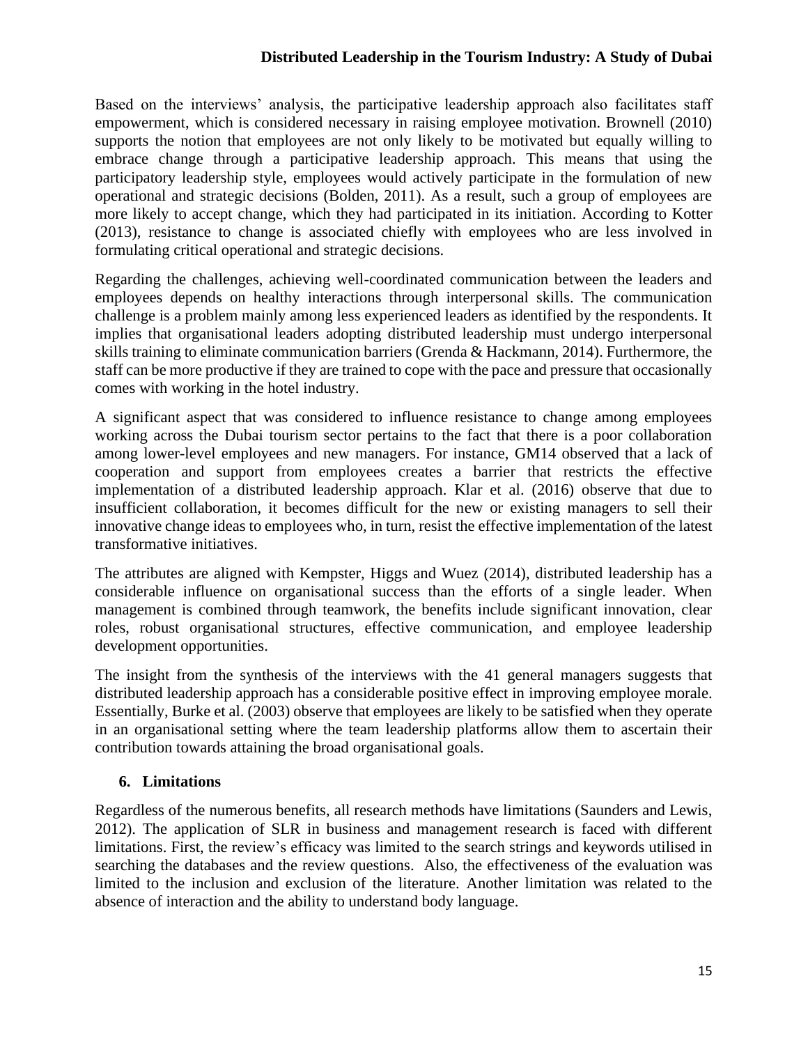Based on the interviews' analysis, the participative leadership approach also facilitates staff empowerment, which is considered necessary in raising employee motivation. Brownell (2010) supports the notion that employees are not only likely to be motivated but equally willing to embrace change through a participative leadership approach. This means that using the participatory leadership style, employees would actively participate in the formulation of new operational and strategic decisions (Bolden, 2011). As a result, such a group of employees are more likely to accept change, which they had participated in its initiation. According to Kotter (2013), resistance to change is associated chiefly with employees who are less involved in formulating critical operational and strategic decisions.

Regarding the challenges, achieving well-coordinated communication between the leaders and employees depends on healthy interactions through interpersonal skills. The communication challenge is a problem mainly among less experienced leaders as identified by the respondents. It implies that organisational leaders adopting distributed leadership must undergo interpersonal skills training to eliminate communication barriers (Grenda & Hackmann, 2014). Furthermore, the staff can be more productive if they are trained to cope with the pace and pressure that occasionally comes with working in the hotel industry.

A significant aspect that was considered to influence resistance to change among employees working across the Dubai tourism sector pertains to the fact that there is a poor collaboration among lower-level employees and new managers. For instance, GM14 observed that a lack of cooperation and support from employees creates a barrier that restricts the effective implementation of a distributed leadership approach. Klar et al. (2016) observe that due to insufficient collaboration, it becomes difficult for the new or existing managers to sell their innovative change ideas to employees who, in turn, resist the effective implementation of the latest transformative initiatives.

The attributes are aligned with Kempster, Higgs and Wuez (2014), distributed leadership has a considerable influence on organisational success than the efforts of a single leader. When management is combined through teamwork, the benefits include significant innovation, clear roles, robust organisational structures, effective communication, and employee leadership development opportunities.

The insight from the synthesis of the interviews with the 41 general managers suggests that distributed leadership approach has a considerable positive effect in improving employee morale. Essentially, Burke et al. (2003) observe that employees are likely to be satisfied when they operate in an organisational setting where the team leadership platforms allow them to ascertain their contribution towards attaining the broad organisational goals.

## 6. Limitations

Regardless of the numerous benefits, all research methods have limitations (Saunders and Lewis, 2012). The application of SLR in business and management research is faced with different limitations. First, the review's efficacy was limited to the search strings and keywords utilised in searching the databases and the review questions. Also, the effectiveness of the evaluation was limited to the inclusion and exclusion of the literature. Another limitation was related to the absence of interaction and the ability to understand body language.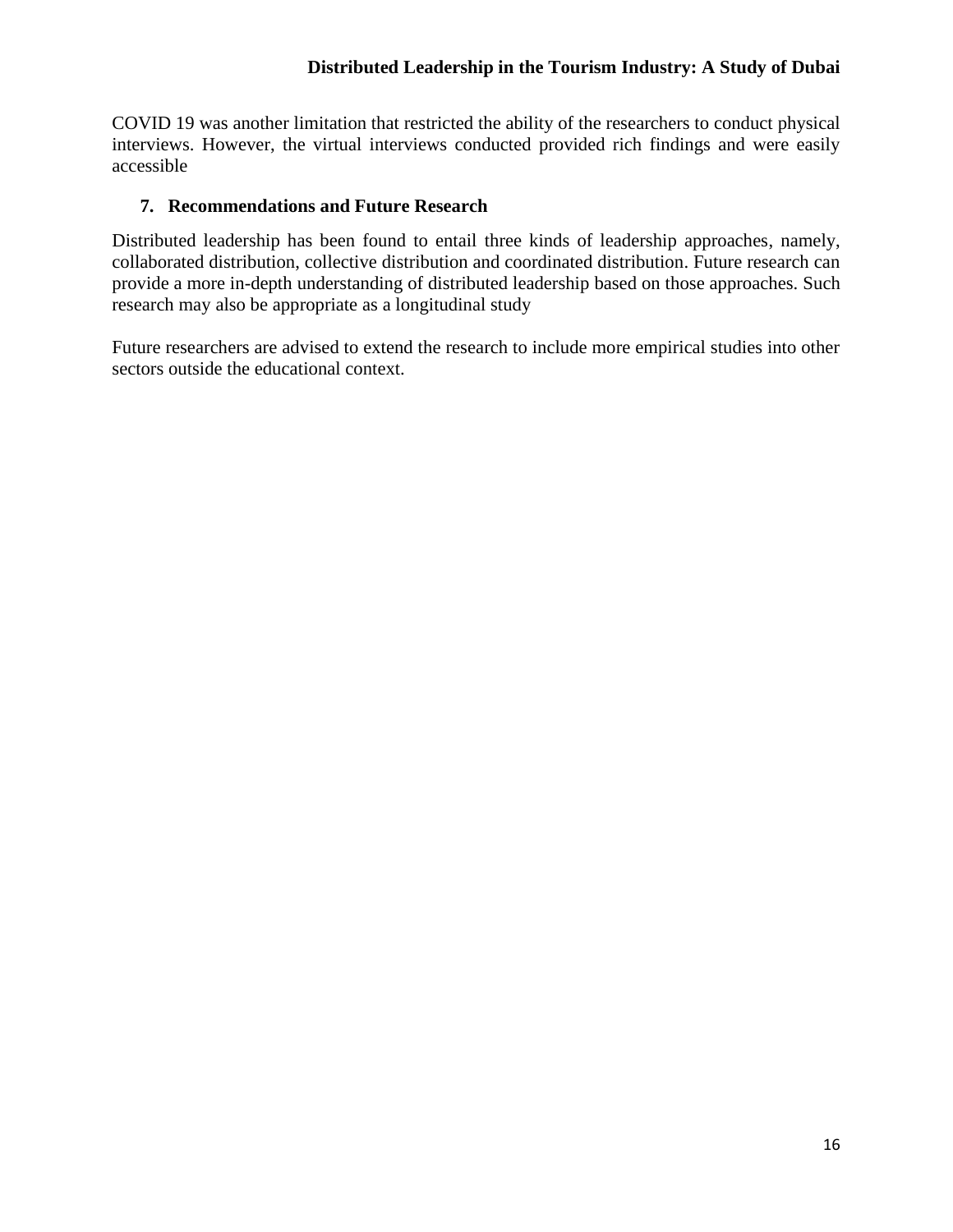COVID 19 was another limitation that restricted the ability of the researchers to conduct physical interviews. However, the virtual interviews conducted provided rich findings and were easily accessible

## 7. Recommendations and Future Research

Distributed leadership has been found to entail three kinds of leadership approaches, namely, collaborated distribution, collective distribution and coordinated distribution. Future research can provide a more in-depth understanding of distributed leadership based on those approaches. Such research may also be appropriate as a longitudinal study

Future researchers are advised to extend the research to include more empirical studies into other sectors outside the educational context.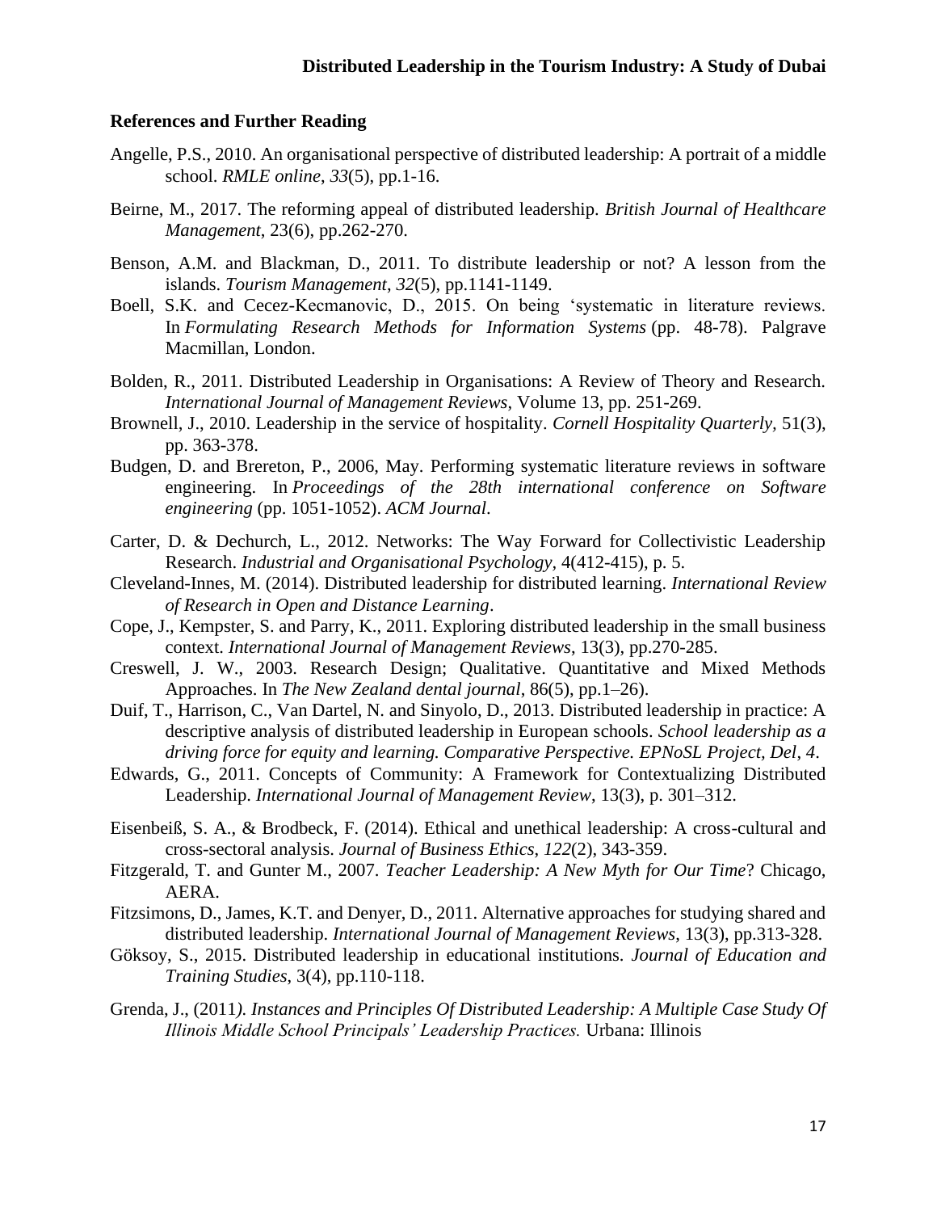### References and Further Reading

Angelle, P.S., 2010. An organisational perspective of distributed leadership: A portrait of a middle school. *RMLE online*, *33*(5), pp.1-16.

Beirne, M., 2017. The reforming appeal of distributed leadership. *British Journal of Healthcare Management*, 23(6), pp.262-270.

Benson, A.M. and Blackman, D., 2011. To distribute leadership or not? A lesson from the islands. *Tourism Management*, *32*(5), pp.1141-1149.

Boell, S.K. and Cecez-Kecmanovic, D., 2015. On being 'systematic in literature reviews. In *Formulating Research Methods for Information Systems* (pp. 48-78). Palgrave Macmillan, London.

Bolden, R., 2011. Distributed Leadership in Organisations: A Review of Theory and Research. *International Journal of Management Reviews*, Volume 13, pp. 251-269.

Brownell, J., 2010. Leadership in the service of hospitality. *Cornell Hospitality Quarterly,* 51(3), pp. 363-378.

Budgen, D. and Brereton, P., 2006, May. Performing systematic literature reviews in software engineering. In *Proceedings of the 28th international conference on Software engineering* (pp. 1051-1052). *ACM Journal*.

Carter, D. & Dechurch, L., 2012. Networks: The Way Forward for Collectivistic Leadership Research. *Industrial and Organisational Psychology,* 4(412-415), p. 5.

Cleveland-Innes, M. (2014). Distributed leadership for distributed learning. *International Review of Research in Open and Distance Learning*.

Cope, J., Kempster, S. and Parry, K., 2011. Exploring distributed leadership in the small business context. *International Journal of Management Reviews*, 13(3), pp.270-285.

Creswell, J. W., 2003. Research Design; Qualitative. Quantitative and Mixed Methods Approaches. In *The New Zealand dental journal*, 86(5), pp.1–26).

Duif, T., Harrison, C., Van Dartel, N. and Sinyolo, D., 2013. Distributed leadership in practice: A descriptive analysis of distributed leadership in European schools. *School leadership as a driving force for equity and learning. Comparative Perspective. EPNoSL Project, Del, 4*.

Edwards, G., 2011. Concepts of Community: A Framework for Contextualizing Distributed Leadership. *International Journal of Management Review*, 13(3), p. 301–312.

Eisenbeiß, S. A., & Brodbeck, F. (2014). Ethical and unethical leadership: A cross-cultural and cross-sectoral analysis. *Journal of Business Ethics*, *122*(2), 343-359.

Fitzgerald, T. and Gunter M., 2007. *Teacher Leadership: A New Myth for Our Time*? Chicago, AERA.

Fitzsimons, D., James, K.T. and Denyer, D., 2011. Alternative approaches for studying shared and distributed leadership. *International Journal of Management Reviews*, 13(3), pp.313-328.

Göksoy, S., 2015. Distributed leadership in educational institutions. *Journal of Education and Training Studies*, 3(4), pp.110-118.

Grenda, J., (2011*). Instances and Principles Of Distributed Leadership: A Multiple Case Study Of Illinois Middle School Principals' Leadership Practices.* Urbana: Illinois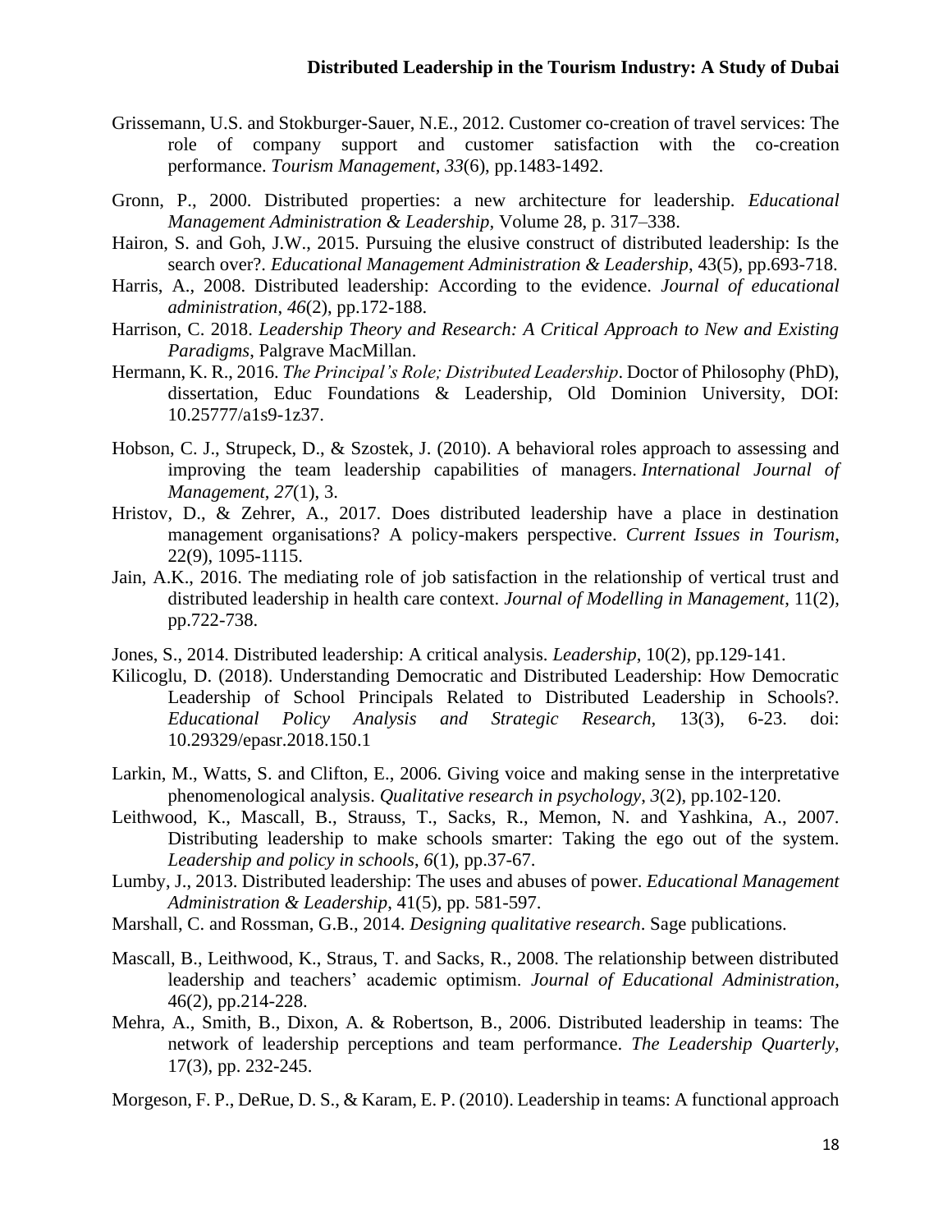Grissemann, U.S. and Stokburger-Sauer, N.E., 2012. Customer co-creation of travel services: The role of company support and customer satisfaction with the co-creation performance. *Tourism Management*, *33*(6), pp.1483-1492.

Gronn, P., 2000. Distributed properties: a new architecture for leadership. *Educational Management Administration & Leadership,* Volume 28, p. 317–338.

Hairon, S. and Goh, J.W., 2015. Pursuing the elusive construct of distributed leadership: Is the search over?. *Educational Management Administration & Leadership*, 43(5), pp.693-718.

Harris, A., 2008. Distributed leadership: According to the evidence. *Journal of educational administration*, *46*(2), pp.172-188.

Harrison, C. 2018. *Leadership Theory and Research: A Critical Approach to New and Existing Paradigms*, Palgrave MacMillan.

Hermann, K. R., 2016. *The Principal's Role; Distributed Leadership*. Doctor of Philosophy (PhD), dissertation, Educ Foundations & Leadership, Old Dominion University, DOI: 10.25777/a1s9-1z37.

Hobson, C. J., Strupeck, D., & Szostek, J. (2010). A behavioral roles approach to assessing and improving the team leadership capabilities of managers. *International Journal of Management*, *27*(1), 3.

Hristov, D., & Zehrer, A., 2017. Does distributed leadership have a place in destination management organisations? A policy-makers perspective. *Current Issues in Tourism*, 22(9), 1095-1115.

Jain, A.K., 2016. The mediating role of job satisfaction in the relationship of vertical trust and distributed leadership in health care context. *Journal of Modelling in Management*, 11(2), pp.722-738.

Jones, S., 2014. Distributed leadership: A critical analysis. *Leadership*, 10(2), pp.129-141.

Kilicoglu, D. (2018). Understanding Democratic and Distributed Leadership: How Democratic Leadership of School Principals Related to Distributed Leadership in Schools?. *Educational Policy Analysis and Strategic Research*, 13(3), 6-23. doi: 10.29329/epasr.2018.150.1

Larkin, M., Watts, S. and Clifton, E., 2006. Giving voice and making sense in the interpretative phenomenological analysis. *Qualitative research in psychology*, *3*(2), pp.102-120.

Leithwood, K., Mascall, B., Strauss, T., Sacks, R., Memon, N. and Yashkina, A., 2007. Distributing leadership to make schools smarter: Taking the ego out of the system. *Leadership and policy in schools*, *6*(1), pp.37-67.

Lumby, J., 2013. Distributed leadership: The uses and abuses of power. *Educational Management Administration & Leadership*, 41(5), pp. 581-597.

Marshall, C. and Rossman, G.B., 2014. *Designing qualitative research*. Sage publications.

Mascall, B., Leithwood, K., Straus, T. and Sacks, R., 2008. The relationship between distributed leadership and teachers' academic optimism. *Journal of Educational Administration*, 46(2), pp.214-228.

Mehra, A., Smith, B., Dixon, A. & Robertson, B., 2006. Distributed leadership in teams: The network of leadership perceptions and team performance. *The Leadership Quarterly*, 17(3), pp. 232-245.

Morgeson, F. P., DeRue, D. S., & Karam, E. P. (2010). Leadership in teams: A functional approach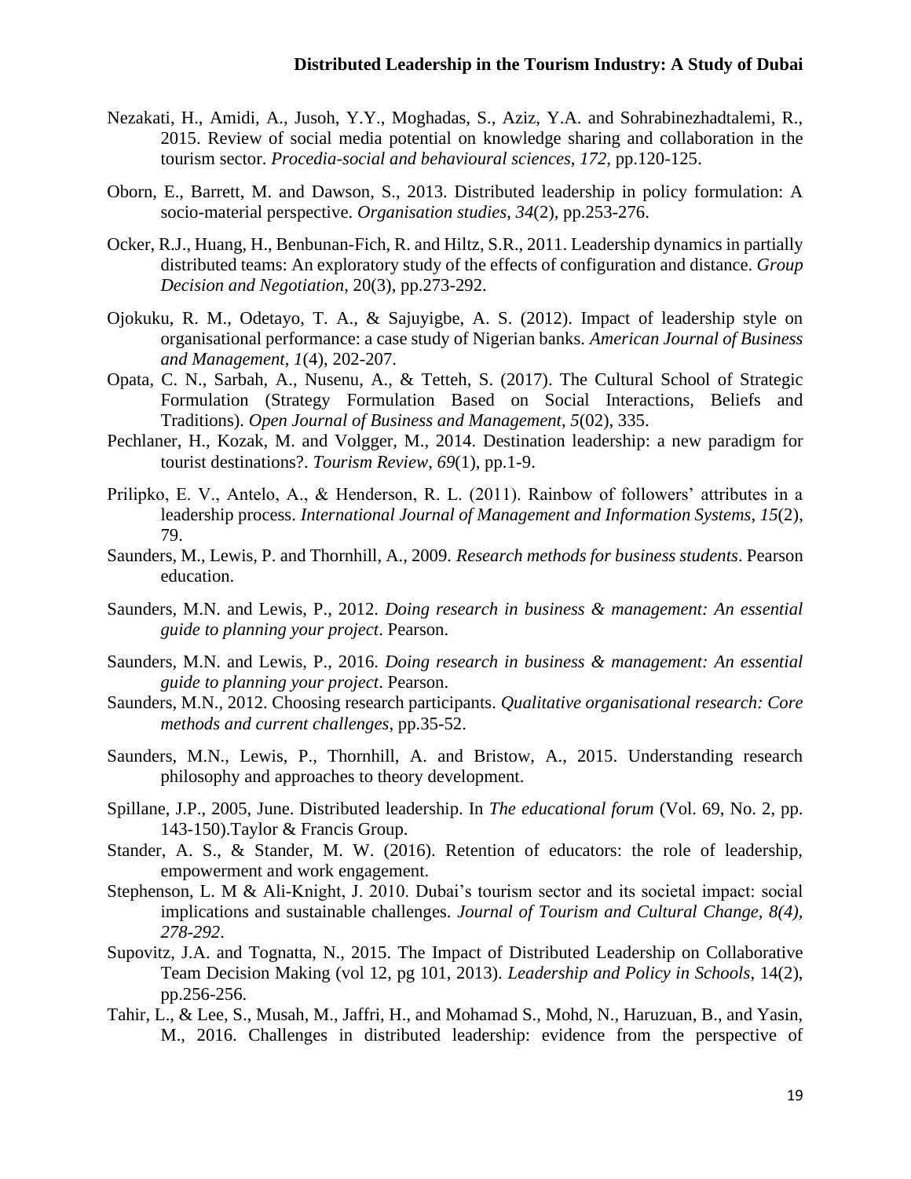Nezakati, H., Amidi, A., Jusoh, Y.Y., Moghadas, S., Aziz, Y.A. and Sohrabinezhadtalemi, R., 2015. Review of social media potential on knowledge sharing and collaboration in the tourism sector. *Procedia-social and behavioural sciences*, *172*, pp.120-125.

Oborn, E., Barrett, M. and Dawson, S., 2013. Distributed leadership in policy formulation: A socio-material perspective. *Organisation studies*, *34*(2), pp.253-276.

Ocker, R.J., Huang, H., Benbunan-Fich, R. and Hiltz, S.R., 2011. Leadership dynamics in partially distributed teams: An exploratory study of the effects of configuration and distance. *Group Decision and Negotiation*, 20(3), pp.273-292.

Ojokuku, R. M., Odetayo, T. A., & Sajuyigbe, A. S. (2012). Impact of leadership style on organisational performance: a case study of Nigerian banks. *American Journal of Business and Management*, *1*(4), 202-207.

Opata, C. N., Sarbah, A., Nusenu, A., & Tetteh, S. (2017). The Cultural School of Strategic Formulation (Strategy Formulation Based on Social Interactions, Beliefs and Traditions). *Open Journal of Business and Management*, *5*(02), 335.

Pechlaner, H., Kozak, M. and Volgger, M., 2014. Destination leadership: a new paradigm for tourist destinations?. *Tourism Review*, *69*(1), pp.1-9.

Prilipko, E. V., Antelo, A., & Henderson, R. L. (2011). Rainbow of followers' attributes in a leadership process. *International Journal of Management and Information Systems*, *15*(2), 79.

Saunders, M., Lewis, P. and Thornhill, A., 2009. *Research methods for business students*. Pearson education.

Saunders, M.N. and Lewis, P., 2012. *Doing research in business & management: An essential guide to planning your project*. Pearson.

Saunders, M.N. and Lewis, P., 2016. *Doing research in business & management: An essential guide to planning your project*. Pearson.

Saunders, M.N., 2012. Choosing research participants. *Qualitative organisational research: Core methods and current challenges*, pp.35-52.

Saunders, M.N., Lewis, P., Thornhill, A. and Bristow, A., 2015. Understanding research philosophy and approaches to theory development.

Spillane, J.P., 2005, June. Distributed leadership. In *The educational forum* (Vol. 69, No. 2, pp. 143-150).Taylor & Francis Group.

Stander, A. S., & Stander, M. W. (2016). Retention of educators: the role of leadership, empowerment and work engagement.

Stephenson, L. M & Ali-Knight, J. 2010. Dubai's tourism sector and its societal impact: social implications and sustainable challenges. *Journal of Tourism and Cultural Change, 8(4), 278-292*.

Supovitz, J.A. and Tognatta, N., 2015. The Impact of Distributed Leadership on Collaborative Team Decision Making (vol 12, pg 101, 2013). *Leadership and Policy in Schools*, 14(2), pp.256-256.

Tahir, L., & Lee, S., Musah, M., Jaffri, H., and Mohamad S., Mohd, N., Haruzuan, B., and Yasin, M., 2016. Challenges in distributed leadership: evidence from the perspective of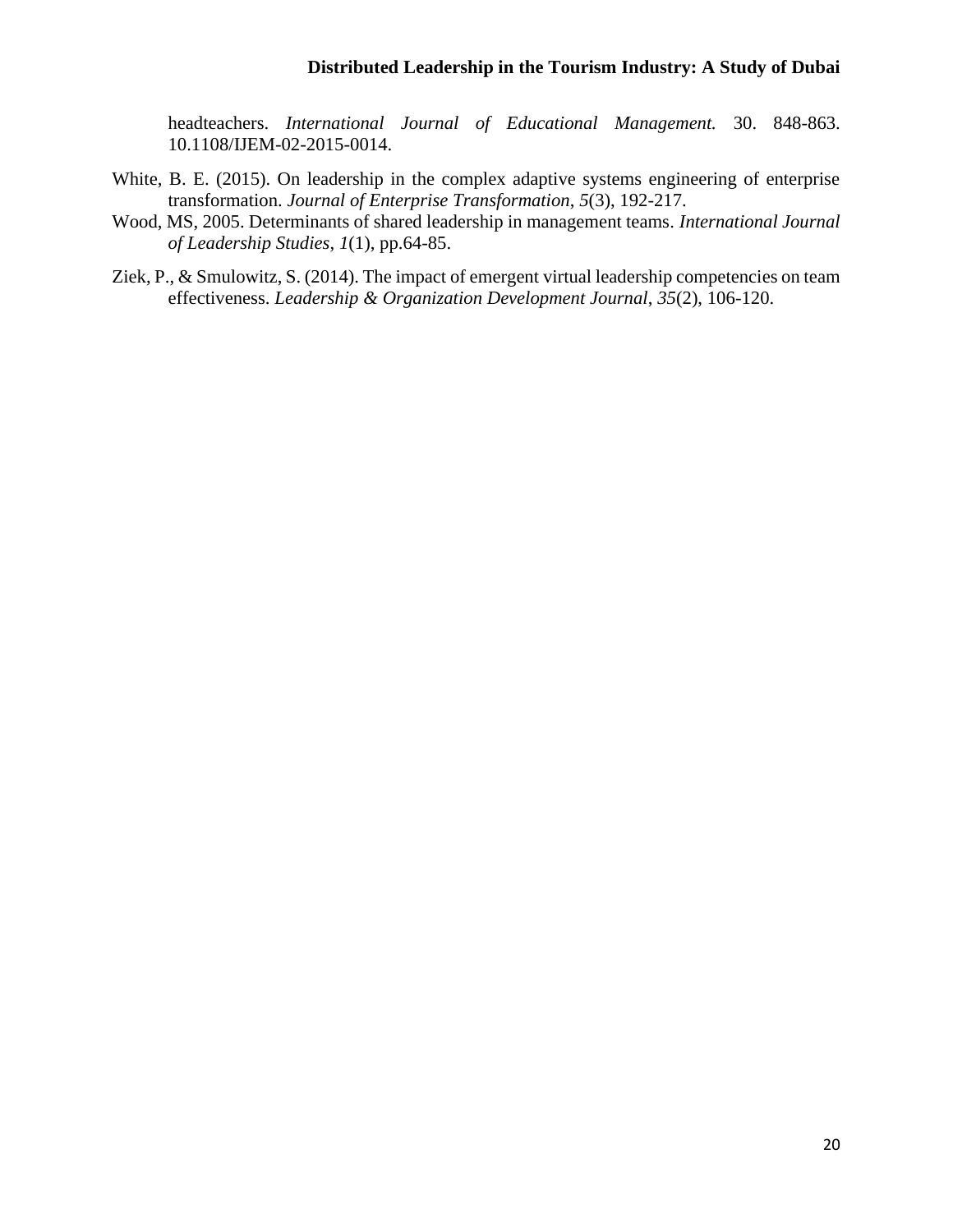headteachers. *International Journal of Educational Management.* 30. 848-863. 10.1108/IJEM-02-2015-0014.

White, B. E. (2015). On leadership in the complex adaptive systems engineering of enterprise transformation. *Journal of Enterprise Transformation*, *5*(3), 192-217.

Wood, MS, 2005. Determinants of shared leadership in management teams. *International Journal of Leadership Studies*, *1*(1), pp.64-85.

Ziek, P., & Smulowitz, S. (2014). The impact of emergent virtual leadership competencies on team effectiveness. *Leadership & Organization Development Journal*, *35*(2), 106-120.